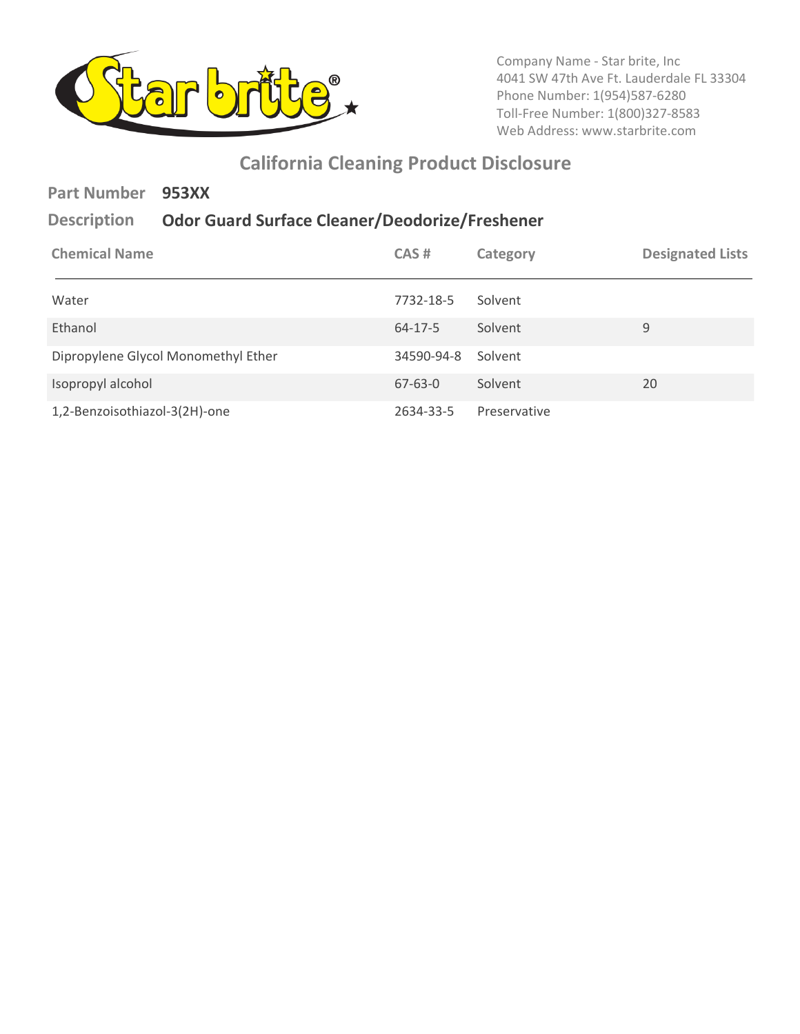Company Name - Star brite, Inc
4041 SW 47th Ave Ft. Lauderdale FL 33304
Phone Number: 1(954)587-6280
Toll-Free Number: 1(800)327-8583
Web Address: www.starbrite.com

# California Cleaning Product Disclosure

**Part Number** **953XX**

**Description** **Odor Guard Surface Cleaner/Deodorize/Freshener**

| Chemical Name | CAS # | Category | Designated Lists |
|---|---|---|---|
| Water | 7732-18-5 | Solvent | |
| Ethanol | 64-17-5 | Solvent | 9 |
| Dipropylene Glycol Monomethyl Ether | 34590-94-8 | Solvent | |
| Isopropyl alcohol | 67-63-0 | Solvent | 20 |
| 1,2-Benzoisothiazol-3(2H)-one | 2634-33-5 | Preservative | |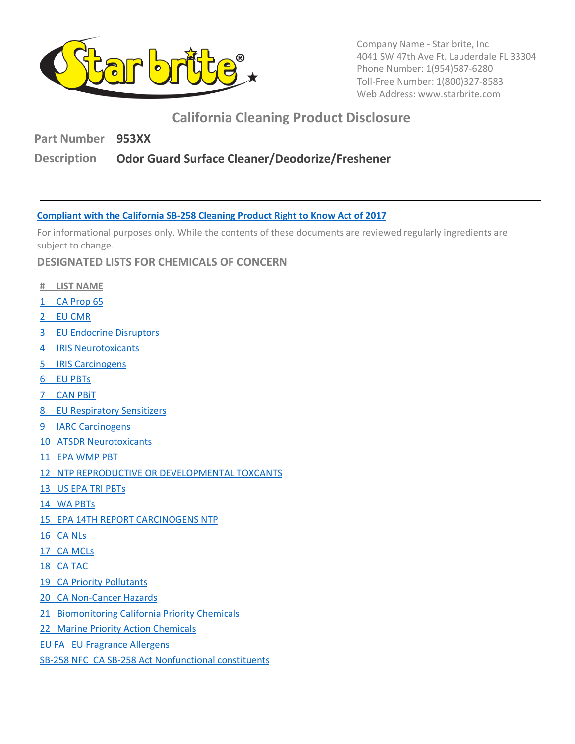Company Name - Star brite, Inc
4041 SW 47th Ave Ft. Lauderdale FL 33304
Phone Number: 1(954)587-6280
Toll-Free Number: 1(800)327-8583
Web Address: www.starbrite.com

## California Cleaning Product Disclosure

**Part Number** **953XX**

**Description** **Odor Guard Surface Cleaner/Deodorize/Freshener**

---

**Compliant with the California SB-258 Cleaning Product Right to Know Act of 2017**

For informational purposes only. While the contents of these documents are reviewed regularly ingredients are subject to change.

### DESIGNATED LISTS FOR CHEMICALS OF CONCERN

| # | LIST NAME |
|---|---|
| 1 | CA Prop 65 |
| 2 | EU CMR |
| 3 | EU Endocrine Disruptors |
| 4 | IRIS Neurotoxicants |
| 5 | IRIS Carcinogens |
| 6 | EU PBTs |
| 7 | CAN PBiT |
| 8 | EU Respiratory Sensitizers |
| 9 | IARC Carcinogens |
| 10 | ATSDR Neurotoxicants |
| 11 | EPA WMP PBT |
| 12 | NTP REPRODUCTIVE OR DEVELOPMENTAL TOXCANTS |
| 13 | US EPA TRI PBTs |
| 14 | WA PBTs |
| 15 | EPA 14TH REPORT CARCINOGENS NTP |
| 16 | CA NLs |
| 17 | CA MCLs |
| 18 | CA TAC |
| 19 | CA Priority Pollutants |
| 20 | CA Non-Cancer Hazards |
| 21 | Biomonitoring California Priority Chemicals |
| 22 | Marine Priority Action Chemicals |
| EU FA | EU Fragrance Allergens |
| SB-258 NFC | CA SB-258 Act Nonfunctional constituents |